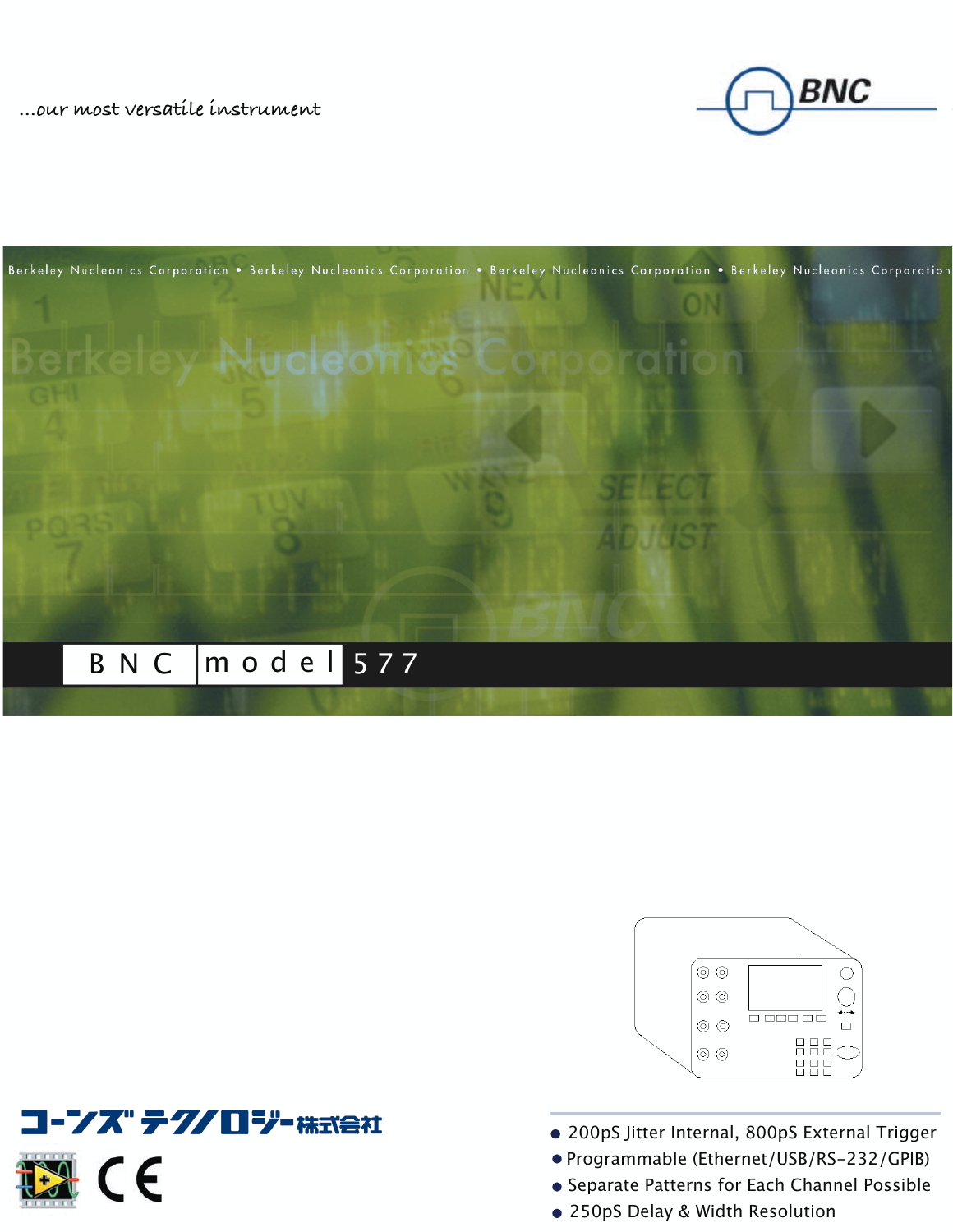*...our most versatile instrument*

BNC

Berkeley Nucleonics Corporation • Berkeley Nucleonics Corporation • Berkeley Nucleonics Corporation • Berkeley Nucleonics Corporation

# BNC model 577

コーンズテクノロジー株式会社

CE

- 200pS Jitter Internal, 800pS External Trigger
- Programmable (Ethernet/USB/RS-232/GPIB)
- Separate Patterns for Each Channel Possible
- 250pS Delay & Width Resolution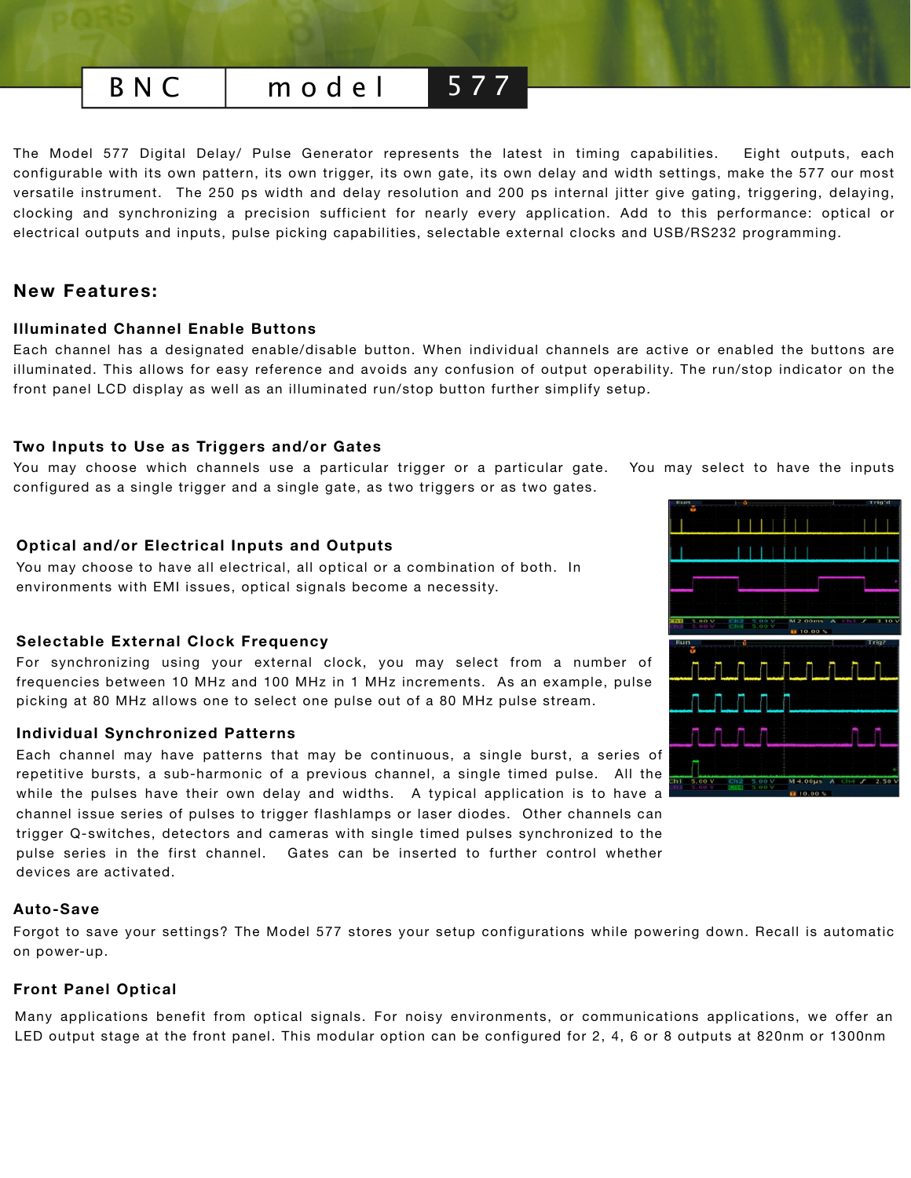# BNC model 577

The Model 577 Digital Delay/ Pulse Generator represents the latest in timing capabilities. Eight outputs, each configurable with its own pattern, its own trigger, its own gate, its own delay and width settings, make the 577 our most versatile instrument. The 250 ps width and delay resolution and 200 ps internal jitter give gating, triggering, delaying, clocking and synchronizing a precision sufficient for nearly every application. Add to this performance: optical or electrical outputs and inputs, pulse picking capabilities, selectable external clocks and USB/RS232 programming.

## New Features:

### Illuminated Channel Enable Buttons

Each channel has a designated enable/disable button. When individual channels are active or enabled the buttons are illuminated. This allows for easy reference and avoids any confusion of output operability. The run/stop indicator on the front panel LCD display as well as an illuminated run/stop button further simplify setup.

### Two Inputs to Use as Triggers and/or Gates

You may choose which channels use a particular trigger or a particular gate. You may select to have the inputs configured as a single trigger and a single gate, as two triggers or as two gates.

### Optical and/or Electrical Inputs and Outputs

You may choose to have all electrical, all optical or a combination of both. In environments with EMI issues, optical signals become a necessity.

### Selectable External Clock Frequency

For synchronizing using your external clock, you may select from a number of frequencies between 10 MHz and 100 MHz in 1 MHz increments. As an example, pulse picking at 80 MHz allows one to select one pulse out of a 80 MHz pulse stream.

### Individual Synchronized Patterns

Each channel may have patterns that may be continuous, a single burst, a series of repetitive bursts, a sub-harmonic of a previous channel, a single timed pulse. All the while the pulses have their own delay and widths. A typical application is to have a channel issue series of pulses to trigger flashlamps or laser diodes. Other channels can trigger Q-switches, detectors and cameras with single timed pulses synchronized to the pulse series in the first channel. Gates can be inserted to further control whether devices are activated.

### Auto-Save

Forgot to save your settings? The Model 577 stores your setup configurations while powering down. Recall is automatic on power-up.

### Front Panel Optical

Many applications benefit from optical signals. For noisy environments, or communications applications, we offer an LED output stage at the front panel. This modular option can be configured for 2, 4, 6 or 8 outputs at 820nm or 1300nm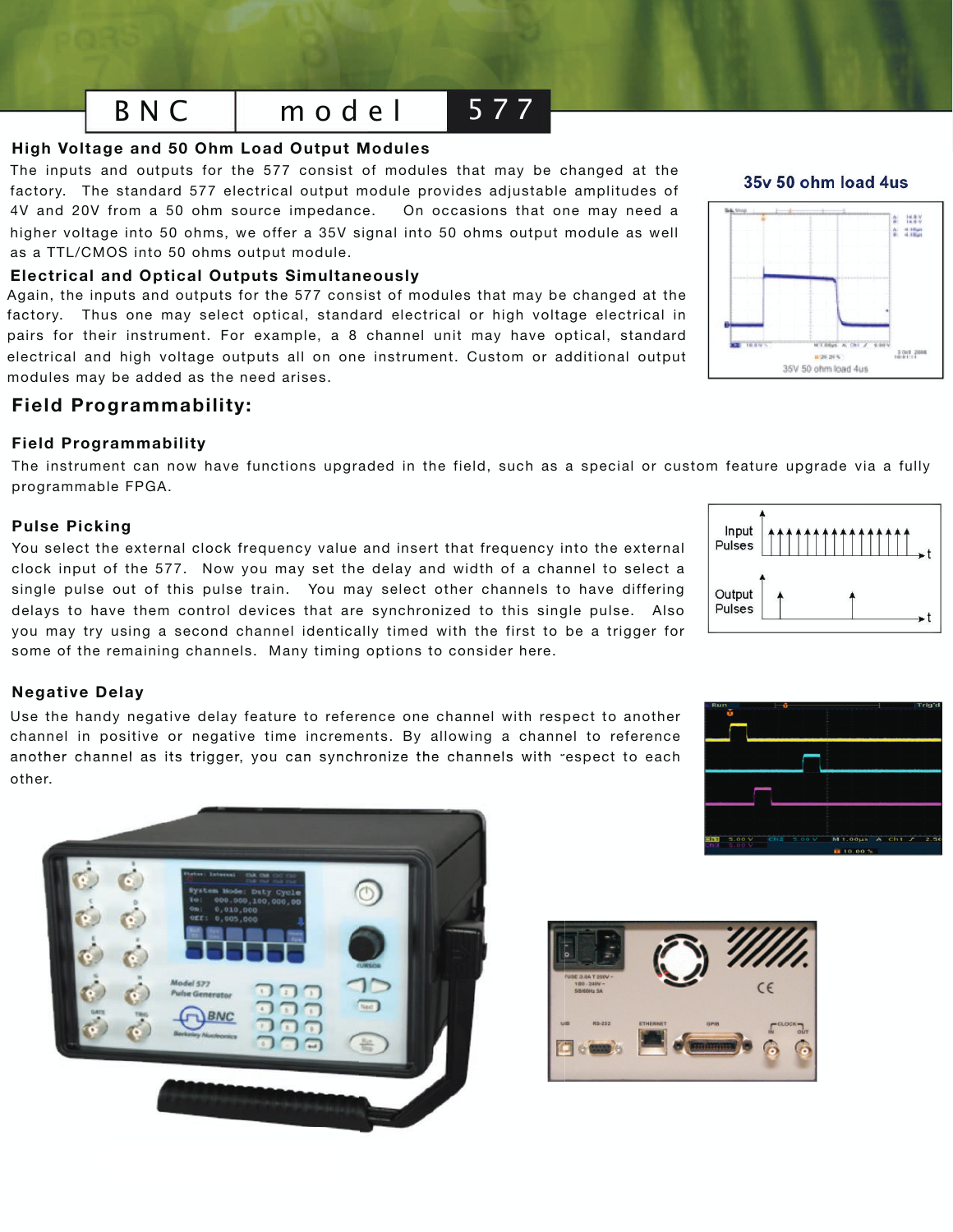# BNC model 577

### High Voltage and 50 Ohm Load Output Modules

The inputs and outputs for the 577 consist of modules that may be changed at the factory. The standard 577 electrical output module provides adjustable amplitudes of 4V and 20V from a 50 ohm source impedance. On occasions that one may need a higher voltage into 50 ohms, we offer a 35V signal into 50 ohms output module as well as a TTL/CMOS into 50 ohms output module.

35v 50 ohm load 4us

### Electrical and Optical Outputs Simultaneously

Again, the inputs and outputs for the 577 consist of modules that may be changed at the factory. Thus one may select optical, standard electrical or high voltage electrical in pairs for their instrument. For example, a 8 channel unit may have optical, standard electrical and high voltage outputs all on one instrument. Custom or additional output modules may be added as the need arises.

## Field Programmability:

### Field Programmability

The instrument can now have functions upgraded in the field, such as a special or custom feature upgrade via a fully programmable FPGA.

### Pulse Picking

You select the external clock frequency value and insert that frequency into the external clock input of the 577. Now you may set the delay and width of a channel to select a single pulse out of this pulse train. You may select other channels to have differing delays to have them control devices that are synchronized to this single pulse. Also you may try using a second channel identically timed with the first to be a trigger for some of the remaining channels. Many timing options to consider here.

### Negative Delay

Use the handy negative delay feature to reference one channel with respect to another channel in positive or negative time increments. By allowing a channel to reference another channel as its trigger, you can synchronize the channels with respect to each other.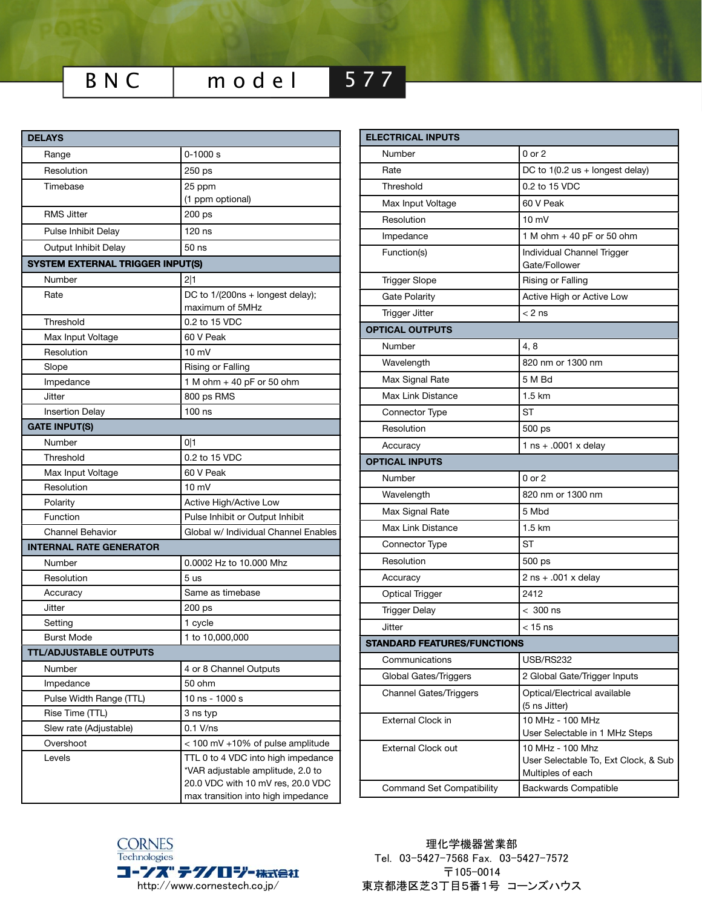# BNC model 577

| DELAYS | |
|---|---|
| Range | 0-1000 s |
| Resolution | 250 ps |
| Timebase | 25 ppm (1 ppm optional) |
| RMS Jitter | 200 ps |
| Pulse Inhibit Delay | 120 ns |
| Output Inhibit Delay | 50 ns |
| **SYSTEM EXTERNAL TRIGGER INPUT(S)** | |
| Number | 2\|1 |
| Rate | DC to 1/(200ns + longest delay); maximum of 5MHz |
| Threshold | 0.2 to 15 VDC |
| Max Input Voltage | 60 V Peak |
| Resolution | 10 mV |
| Slope | Rising or Falling |
| Impedance | 1 M ohm + 40 pF or 50 ohm |
| Jitter | 800 ps RMS |
| Insertion Delay | 100 ns |
| **GATE INPUT(S)** | |
| Number | 0\|1 |
| Threshold | 0.2 to 15 VDC |
| Max Input Voltage | 60 V Peak |
| Resolution | 10 mV |
| Polarity | Active High/Active Low |
| Function | Pulse Inhibit or Output Inhibit |
| Channel Behavior | Global w/ Individual Channel Enables |
| **INTERNAL RATE GENERATOR** | |
| Number | 0.0002 Hz to 10.000 Mhz |
| Resolution | 5 us |
| Accuracy | Same as timebase |
| Jitter | 200 ps |
| Setting | 1 cycle |
| Burst Mode | 1 to 10,000,000 |
| **TTL/ADJUSTABLE OUTPUTS** | |
| Number | 4 or 8 Channel Outputs |
| Impedance | 50 ohm |
| Pulse Width Range (TTL) | 10 ns - 1000 s |
| Rise Time (TTL) | 3 ns typ |
| Slew rate (Adjustable) | 0.1 V/ns |
| Overshoot | < 100 mV +10% of pulse amplitude |
| Levels | TTL 0 to 4 VDC into high impedance *VAR adjustable amplitude, 2.0 to 20.0 VDC with 10 mV res, 20.0 VDC max transition into high impedance |

| ELECTRICAL INPUTS | |
|---|---|
| Number | 0 or 2 |
| Rate | DC to 1(0.2 us + longest delay) |
| Threshold | 0.2 to 15 VDC |
| Max Input Voltage | 60 V Peak |
| Resolution | 10 mV |
| Impedance | 1 M ohm + 40 pF or 50 ohm |
| Function(s) | Individual Channel Trigger Gate/Follower |
| Trigger Slope | Rising or Falling |
| Gate Polarity | Active High or Active Low |
| Trigger Jitter | < 2 ns |
| **OPTICAL OUTPUTS** | |
| Number | 4, 8 |
| Wavelength | 820 nm or 1300 nm |
| Max Signal Rate | 5 M Bd |
| Max Link Distance | 1.5 km |
| Connector Type | ST |
| Resolution | 500 ps |
| Accuracy | 1 ns + .0001 x delay |
| **OPTICAL INPUTS** | |
| Number | 0 or 2 |
| Wavelength | 820 nm or 1300 nm |
| Max Signal Rate | 5 Mbd |
| Max Link Distance | 1.5 km |
| Connector Type | ST |
| Resolution | 500 ps |
| Accuracy | 2 ns + .001 x delay |
| Optical Trigger | 2412 |
| Trigger Delay | < 300 ns |
| Jitter | < 15 ns |
| **STANDARD FEATURES/FUNCTIONS** | |
| Communications | USB/RS232 |
| Global Gates/Triggers | 2 Global Gate/Trigger Inputs |
| Channel Gates/Triggers | Optical/Electrical available (5 ns Jitter) |
| External Clock in | 10 MHz - 100 MHz User Selectable in 1 MHz Steps |
| External Clock out | 10 MHz - 100 Mhz User Selectable To, Ext Clock, & Sub Multiples of each |
| Command Set Compatibility | Backwards Compatible |

CORNES Technologies
コーンズテクノロジー株式会社
http://www.cornestech.co.jp/

理化学機器営業部
Tel. 03-5427-7568 Fax. 03-5427-7572
〒105-0014
東京都港区芝3丁目5番1号 コーンズハウス